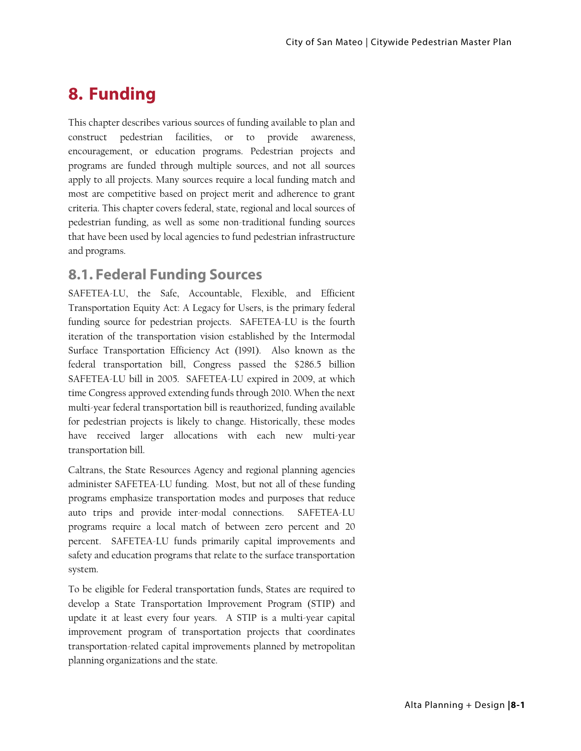# 8. Funding

This chapter describes various sources of funding available to plan and construct pedestrian facilities, or to provide awareness, encouragement, or education programs. Pedestrian projects and programs are funded through multiple sources, and not all sources apply to all projects. Many sources require a local funding match and most are competitive based on project merit and adherence to grant criteria. This chapter covers federal, state, regional and local sources of pedestrian funding, as well as some non-traditional funding sources that have been used by local agencies to fund pedestrian infrastructure and programs.

## 8.1. Federal Funding Sources

SAFETEA-LU, the Safe, Accountable, Flexible, and Efficient Transportation Equity Act: A Legacy for Users, is the primary federal funding source for pedestrian projects. SAFETEA-LU is the fourth iteration of the transportation vision established by the Intermodal Surface Transportation Efficiency Act (1991). Also known as the federal transportation bill, Congress passed the $286.5 billion SAFETEA-LU bill in 2005. SAFETEA-LU expired in 2009, at which time Congress approved extending funds through 2010. When the next multi-year federal transportation bill is reauthorized, funding available for pedestrian projects is likely to change. Historically, these modes have received larger allocations with each new multi-year transportation bill.

Caltrans, the State Resources Agency and regional planning agencies administer SAFETEA-LU funding. Most, but not all of these funding programs emphasize transportation modes and purposes that reduce auto trips and provide inter-modal connections. SAFETEA-LU programs require a local match of between zero percent and 20 percent. SAFETEA-LU funds primarily capital improvements and safety and education programs that relate to the surface transportation system.

To be eligible for Federal transportation funds, States are required to develop a State Transportation Improvement Program (STIP) and update it at least every four years. A STIP is a multi-year capital improvement program of transportation projects that coordinates transportation-related capital improvements planned by metropolitan planning organizations and the state.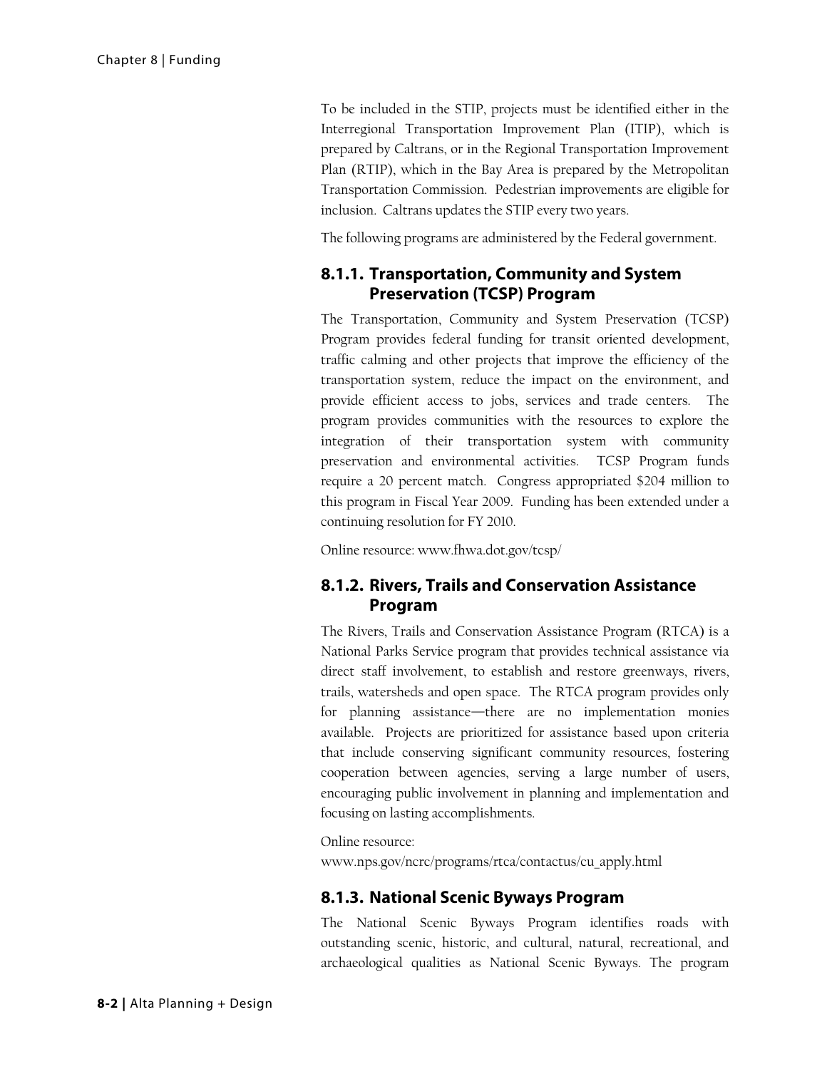To be included in the STIP, projects must be identified either in the Interregional Transportation Improvement Plan (ITIP), which is prepared by Caltrans, or in the Regional Transportation Improvement Plan (RTIP), which in the Bay Area is prepared by the Metropolitan Transportation Commission. Pedestrian improvements are eligible for inclusion. Caltrans updates the STIP every two years.

The following programs are administered by the Federal government.

### 8.1.1. Transportation, Community and System Preservation (TCSP) Program

The Transportation, Community and System Preservation (TCSP) Program provides federal funding for transit oriented development, traffic calming and other projects that improve the efficiency of the transportation system, reduce the impact on the environment, and provide efficient access to jobs, services and trade centers. The program provides communities with the resources to explore the integration of their transportation system with community preservation and environmental activities. TCSP Program funds require a 20 percent match. Congress appropriated $204 million to this program in Fiscal Year 2009. Funding has been extended under a continuing resolution for FY 2010.

Online resource: www.fhwa.dot.gov/tcsp/

### 8.1.2. Rivers, Trails and Conservation Assistance Program

The Rivers, Trails and Conservation Assistance Program (RTCA) is a National Parks Service program that provides technical assistance via direct staff involvement, to establish and restore greenways, rivers, trails, watersheds and open space. The RTCA program provides only for planning assistance—there are no implementation monies available. Projects are prioritized for assistance based upon criteria that include conserving significant community resources, fostering cooperation between agencies, serving a large number of users, encouraging public involvement in planning and implementation and focusing on lasting accomplishments.

Online resource:
www.nps.gov/ncrc/programs/rtca/contactus/cu_apply.html

### 8.1.3. National Scenic Byways Program

The National Scenic Byways Program identifies roads with outstanding scenic, historic, and cultural, natural, recreational, and archaeological qualities as National Scenic Byways. The program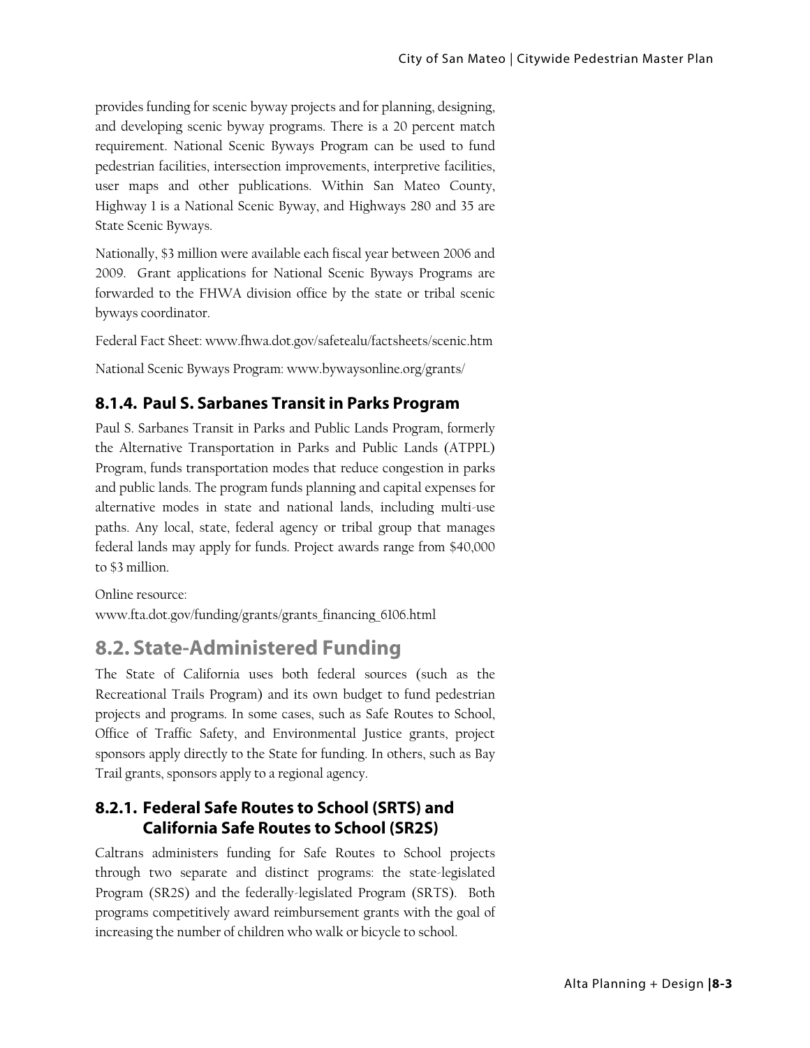provides funding for scenic byway projects and for planning, designing, and developing scenic byway programs. There is a 20 percent match requirement. National Scenic Byways Program can be used to fund pedestrian facilities, intersection improvements, interpretive facilities, user maps and other publications. Within San Mateo County, Highway 1 is a National Scenic Byway, and Highways 280 and 35 are State Scenic Byways.

Nationally, $3 million were available each fiscal year between 2006 and 2009. Grant applications for National Scenic Byways Programs are forwarded to the FHWA division office by the state or tribal scenic byways coordinator.

Federal Fact Sheet: www.fhwa.dot.gov/safetealu/factsheets/scenic.htm

National Scenic Byways Program: www.bywaysonline.org/grants/

### 8.1.4. Paul S. Sarbanes Transit in Parks Program

Paul S. Sarbanes Transit in Parks and Public Lands Program, formerly the Alternative Transportation in Parks and Public Lands (ATPPL) Program, funds transportation modes that reduce congestion in parks and public lands. The program funds planning and capital expenses for alternative modes in state and national lands, including multi-use paths. Any local, state, federal agency or tribal group that manages federal lands may apply for funds. Project awards range from $40,000 to $3 million.

Online resource:
www.fta.dot.gov/funding/grants/grants_financing_6106.html

## 8.2. State-Administered Funding

The State of California uses both federal sources (such as the Recreational Trails Program) and its own budget to fund pedestrian projects and programs. In some cases, such as Safe Routes to School, Office of Traffic Safety, and Environmental Justice grants, project sponsors apply directly to the State for funding. In others, such as Bay Trail grants, sponsors apply to a regional agency.

### 8.2.1. Federal Safe Routes to School (SRTS) and California Safe Routes to School (SR2S)

Caltrans administers funding for Safe Routes to School projects through two separate and distinct programs: the state-legislated Program (SR2S) and the federally-legislated Program (SRTS). Both programs competitively award reimbursement grants with the goal of increasing the number of children who walk or bicycle to school.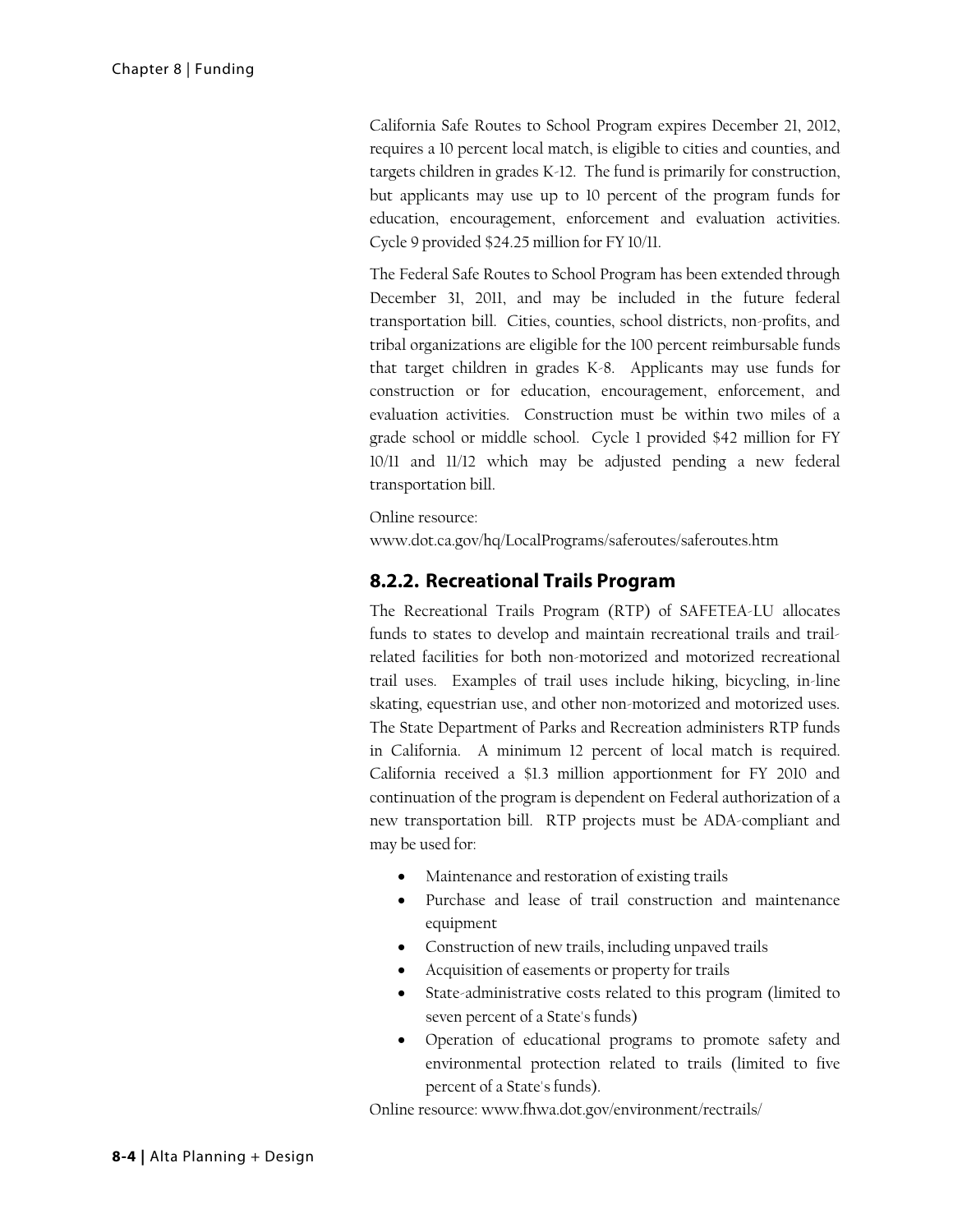California Safe Routes to School Program expires December 21, 2012, requires a 10 percent local match, is eligible to cities and counties, and targets children in grades K-12. The fund is primarily for construction, but applicants may use up to 10 percent of the program funds for education, encouragement, enforcement and evaluation activities. Cycle 9 provided $24.25 million for FY 10/11.

The Federal Safe Routes to School Program has been extended through December 31, 2011, and may be included in the future federal transportation bill. Cities, counties, school districts, non-profits, and tribal organizations are eligible for the 100 percent reimbursable funds that target children in grades K-8. Applicants may use funds for construction or for education, encouragement, enforcement, and evaluation activities. Construction must be within two miles of a grade school or middle school. Cycle 1 provided $42 million for FY 10/11 and 11/12 which may be adjusted pending a new federal transportation bill.

Online resource:
www.dot.ca.gov/hq/LocalPrograms/saferoutes/saferoutes.htm

### 8.2.2. Recreational Trails Program

The Recreational Trails Program (RTP) of SAFETEA-LU allocates funds to states to develop and maintain recreational trails and trail-related facilities for both non-motorized and motorized recreational trail uses. Examples of trail uses include hiking, bicycling, in-line skating, equestrian use, and other non-motorized and motorized uses. The State Department of Parks and Recreation administers RTP funds in California. A minimum 12 percent of local match is required. California received a $1.3 million apportionment for FY 2010 and continuation of the program is dependent on Federal authorization of a new transportation bill. RTP projects must be ADA-compliant and may be used for:

- Maintenance and restoration of existing trails
- Purchase and lease of trail construction and maintenance equipment
- Construction of new trails, including unpaved trails
- Acquisition of easements or property for trails
- State-administrative costs related to this program (limited to seven percent of a State's funds)
- Operation of educational programs to promote safety and environmental protection related to trails (limited to five percent of a State's funds).

Online resource: www.fhwa.dot.gov/environment/rectrails/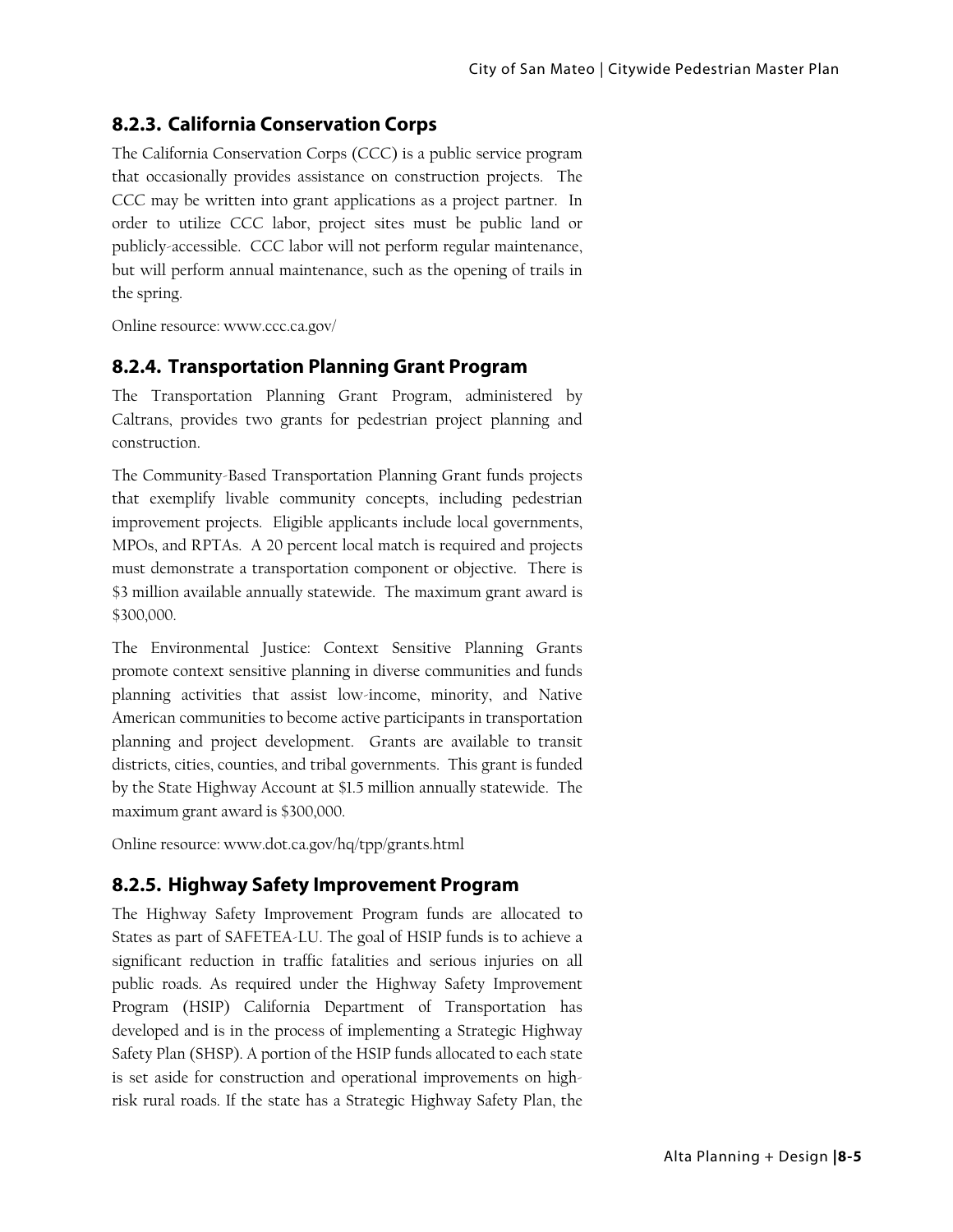### 8.2.3. California Conservation Corps

The California Conservation Corps (CCC) is a public service program that occasionally provides assistance on construction projects. The CCC may be written into grant applications as a project partner. In order to utilize CCC labor, project sites must be public land or publicly-accessible. CCC labor will not perform regular maintenance, but will perform annual maintenance, such as the opening of trails in the spring.

Online resource: www.ccc.ca.gov/

### 8.2.4. Transportation Planning Grant Program

The Transportation Planning Grant Program, administered by Caltrans, provides two grants for pedestrian project planning and construction.

The Community-Based Transportation Planning Grant funds projects that exemplify livable community concepts, including pedestrian improvement projects. Eligible applicants include local governments, MPOs, and RPTAs. A 20 percent local match is required and projects must demonstrate a transportation component or objective. There is $3 million available annually statewide. The maximum grant award is $300,000.

The Environmental Justice: Context Sensitive Planning Grants promote context sensitive planning in diverse communities and funds planning activities that assist low-income, minority, and Native American communities to become active participants in transportation planning and project development. Grants are available to transit districts, cities, counties, and tribal governments. This grant is funded by the State Highway Account at $1.5 million annually statewide. The maximum grant award is $300,000.

Online resource: www.dot.ca.gov/hq/tpp/grants.html

### 8.2.5. Highway Safety Improvement Program

The Highway Safety Improvement Program funds are allocated to States as part of SAFETEA-LU. The goal of HSIP funds is to achieve a significant reduction in traffic fatalities and serious injuries on all public roads. As required under the Highway Safety Improvement Program (HSIP) California Department of Transportation has developed and is in the process of implementing a Strategic Highway Safety Plan (SHSP). A portion of the HSIP funds allocated to each state is set aside for construction and operational improvements on high-risk rural roads. If the state has a Strategic Highway Safety Plan, the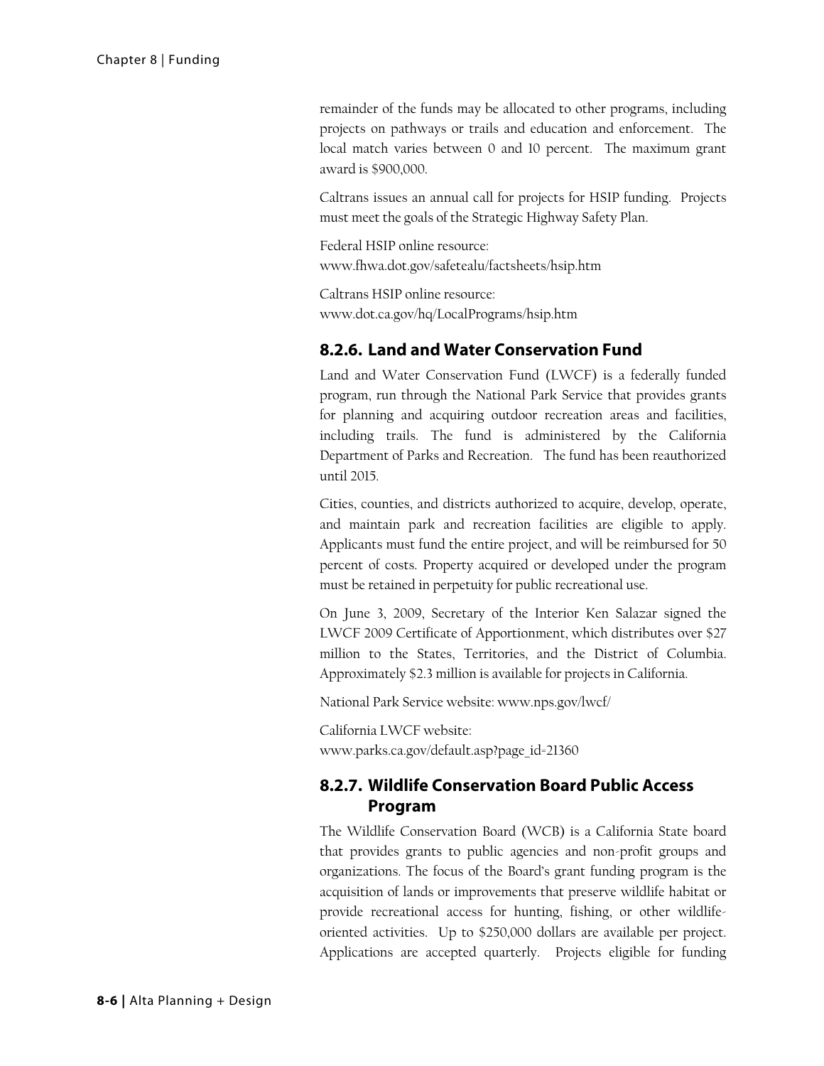remainder of the funds may be allocated to other programs, including projects on pathways or trails and education and enforcement. The local match varies between 0 and 10 percent. The maximum grant award is $900,000.

Caltrans issues an annual call for projects for HSIP funding. Projects must meet the goals of the Strategic Highway Safety Plan.

Federal HSIP online resource:
www.fhwa.dot.gov/safetealu/factsheets/hsip.htm

Caltrans HSIP online resource:
www.dot.ca.gov/hq/LocalPrograms/hsip.htm

### 8.2.6. Land and Water Conservation Fund

Land and Water Conservation Fund (LWCF) is a federally funded program, run through the National Park Service that provides grants for planning and acquiring outdoor recreation areas and facilities, including trails. The fund is administered by the California Department of Parks and Recreation. The fund has been reauthorized until 2015.

Cities, counties, and districts authorized to acquire, develop, operate, and maintain park and recreation facilities are eligible to apply. Applicants must fund the entire project, and will be reimbursed for 50 percent of costs. Property acquired or developed under the program must be retained in perpetuity for public recreational use.

On June 3, 2009, Secretary of the Interior Ken Salazar signed the LWCF 2009 Certificate of Apportionment, which distributes over $27 million to the States, Territories, and the District of Columbia. Approximately $2.3 million is available for projects in California.

National Park Service website: www.nps.gov/lwcf/

California LWCF website:
www.parks.ca.gov/default.asp?page_id=21360

### 8.2.7. Wildlife Conservation Board Public Access Program

The Wildlife Conservation Board (WCB) is a California State board that provides grants to public agencies and non-profit groups and organizations. The focus of the Board's grant funding program is the acquisition of lands or improvements that preserve wildlife habitat or provide recreational access for hunting, fishing, or other wildlife-oriented activities. Up to $250,000 dollars are available per project. Applications are accepted quarterly. Projects eligible for funding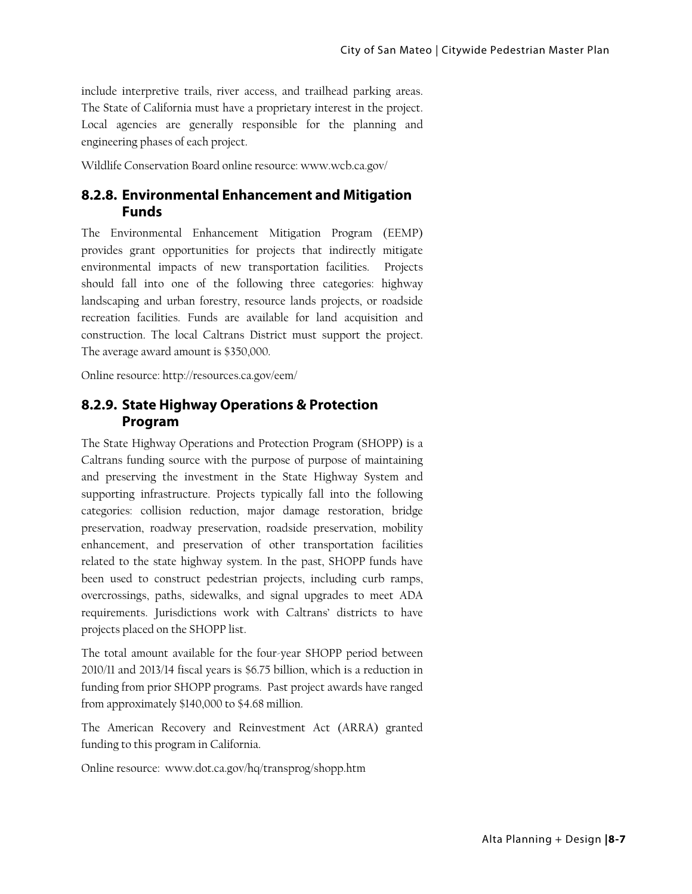include interpretive trails, river access, and trailhead parking areas. The State of California must have a proprietary interest in the project. Local agencies are generally responsible for the planning and engineering phases of each project.

Wildlife Conservation Board online resource: www.wcb.ca.gov/

### 8.2.8. Environmental Enhancement and Mitigation Funds

The Environmental Enhancement Mitigation Program (EEMP) provides grant opportunities for projects that indirectly mitigate environmental impacts of new transportation facilities. Projects should fall into one of the following three categories: highway landscaping and urban forestry, resource lands projects, or roadside recreation facilities. Funds are available for land acquisition and construction. The local Caltrans District must support the project. The average award amount is $350,000.

Online resource: http://resources.ca.gov/eem/

### 8.2.9. State Highway Operations & Protection Program

The State Highway Operations and Protection Program (SHOPP) is a Caltrans funding source with the purpose of purpose of maintaining and preserving the investment in the State Highway System and supporting infrastructure. Projects typically fall into the following categories: collision reduction, major damage restoration, bridge preservation, roadway preservation, roadside preservation, mobility enhancement, and preservation of other transportation facilities related to the state highway system. In the past, SHOPP funds have been used to construct pedestrian projects, including curb ramps, overcrossings, paths, sidewalks, and signal upgrades to meet ADA requirements. Jurisdictions work with Caltrans' districts to have projects placed on the SHOPP list.

The total amount available for the four-year SHOPP period between 2010/11 and 2013/14 fiscal years is $6.75 billion, which is a reduction in funding from prior SHOPP programs. Past project awards have ranged from approximately $140,000 to $4.68 million.

The American Recovery and Reinvestment Act (ARRA) granted funding to this program in California.

Online resource: www.dot.ca.gov/hq/transprog/shopp.htm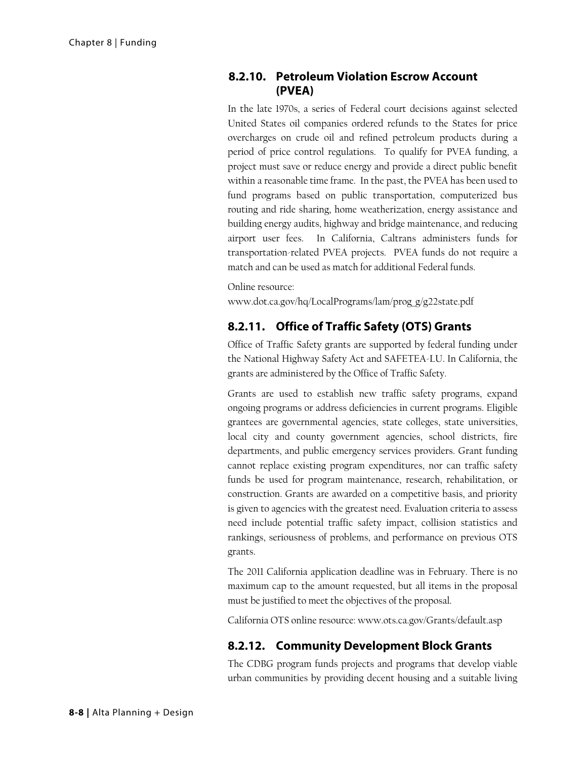### 8.2.10. Petroleum Violation Escrow Account (PVEA)

In the late 1970s, a series of Federal court decisions against selected United States oil companies ordered refunds to the States for price overcharges on crude oil and refined petroleum products during a period of price control regulations. To qualify for PVEA funding, a project must save or reduce energy and provide a direct public benefit within a reasonable time frame. In the past, the PVEA has been used to fund programs based on public transportation, computerized bus routing and ride sharing, home weatherization, energy assistance and building energy audits, highway and bridge maintenance, and reducing airport user fees. In California, Caltrans administers funds for transportation-related PVEA projects. PVEA funds do not require a match and can be used as match for additional Federal funds.

Online resource:
www.dot.ca.gov/hq/LocalPrograms/lam/prog_g/g22state.pdf

### 8.2.11. Office of Traffic Safety (OTS) Grants

Office of Traffic Safety grants are supported by federal funding under the National Highway Safety Act and SAFETEA-LU. In California, the grants are administered by the Office of Traffic Safety.

Grants are used to establish new traffic safety programs, expand ongoing programs or address deficiencies in current programs. Eligible grantees are governmental agencies, state colleges, state universities, local city and county government agencies, school districts, fire departments, and public emergency services providers. Grant funding cannot replace existing program expenditures, nor can traffic safety funds be used for program maintenance, research, rehabilitation, or construction. Grants are awarded on a competitive basis, and priority is given to agencies with the greatest need. Evaluation criteria to assess need include potential traffic safety impact, collision statistics and rankings, seriousness of problems, and performance on previous OTS grants.

The 2011 California application deadline was in February. There is no maximum cap to the amount requested, but all items in the proposal must be justified to meet the objectives of the proposal.

California OTS online resource: www.ots.ca.gov/Grants/default.asp

### 8.2.12. Community Development Block Grants

The CDBG program funds projects and programs that develop viable urban communities by providing decent housing and a suitable living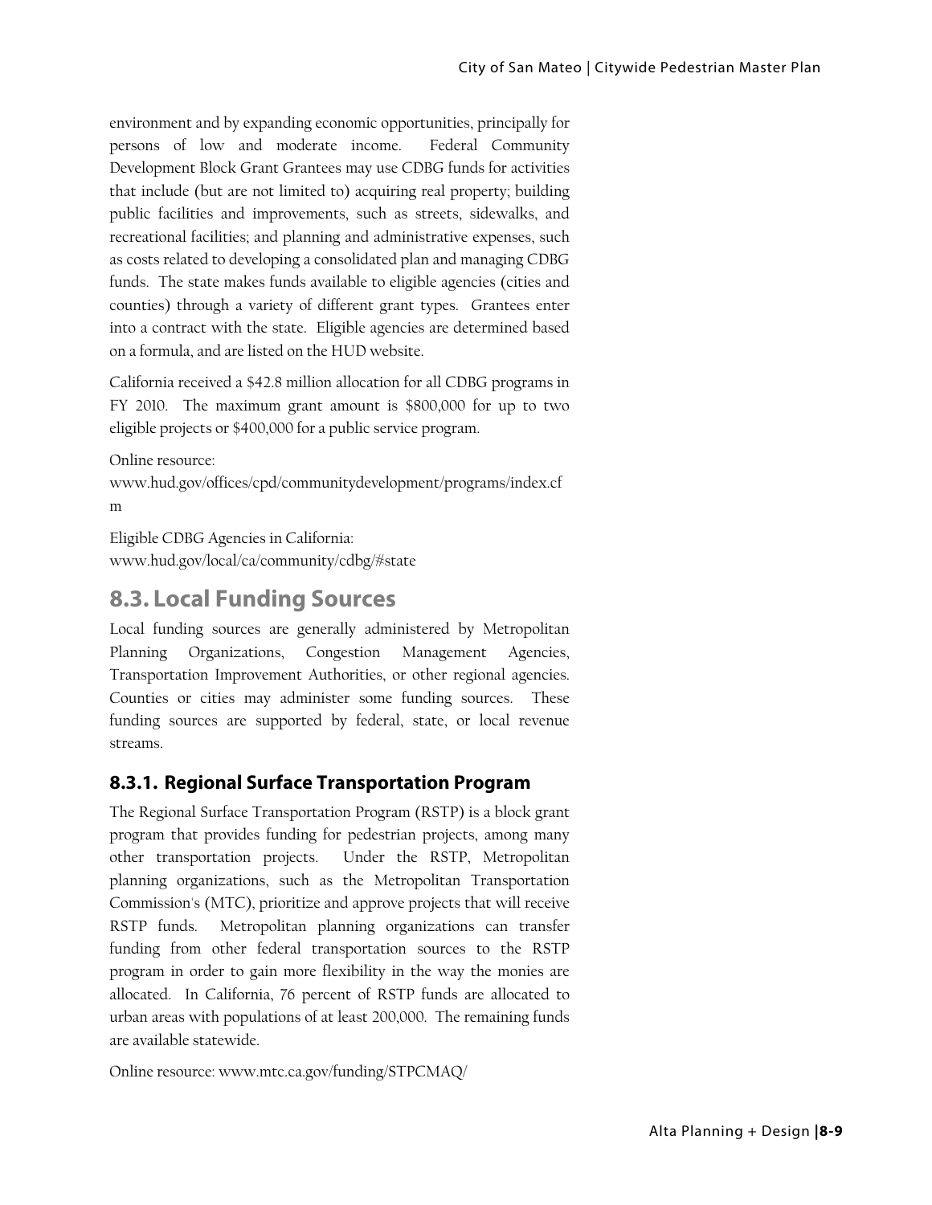environment and by expanding economic opportunities, principally for persons of low and moderate income. Federal Community Development Block Grant Grantees may use CDBG funds for activities that include (but are not limited to) acquiring real property; building public facilities and improvements, such as streets, sidewalks, and recreational facilities; and planning and administrative expenses, such as costs related to developing a consolidated plan and managing CDBG funds. The state makes funds available to eligible agencies (cities and counties) through a variety of different grant types. Grantees enter into a contract with the state. Eligible agencies are determined based on a formula, and are listed on the HUD website.

California received a $42.8 million allocation for all CDBG programs in FY 2010. The maximum grant amount is $800,000 for up to two eligible projects or $400,000 for a public service program.

Online resource:
www.hud.gov/offices/cpd/communitydevelopment/programs/index.cfm

Eligible CDBG Agencies in California:
www.hud.gov/local/ca/community/cdbg/#state

## 8.3. Local Funding Sources

Local funding sources are generally administered by Metropolitan Planning Organizations, Congestion Management Agencies, Transportation Improvement Authorities, or other regional agencies. Counties or cities may administer some funding sources. These funding sources are supported by federal, state, or local revenue streams.

### 8.3.1. Regional Surface Transportation Program

The Regional Surface Transportation Program (RSTP) is a block grant program that provides funding for pedestrian projects, among many other transportation projects. Under the RSTP, Metropolitan planning organizations, such as the Metropolitan Transportation Commission's (MTC), prioritize and approve projects that will receive RSTP funds. Metropolitan planning organizations can transfer funding from other federal transportation sources to the RSTP program in order to gain more flexibility in the way the monies are allocated. In California, 76 percent of RSTP funds are allocated to urban areas with populations of at least 200,000. The remaining funds are available statewide.

Online resource: www.mtc.ca.gov/funding/STPCMAQ/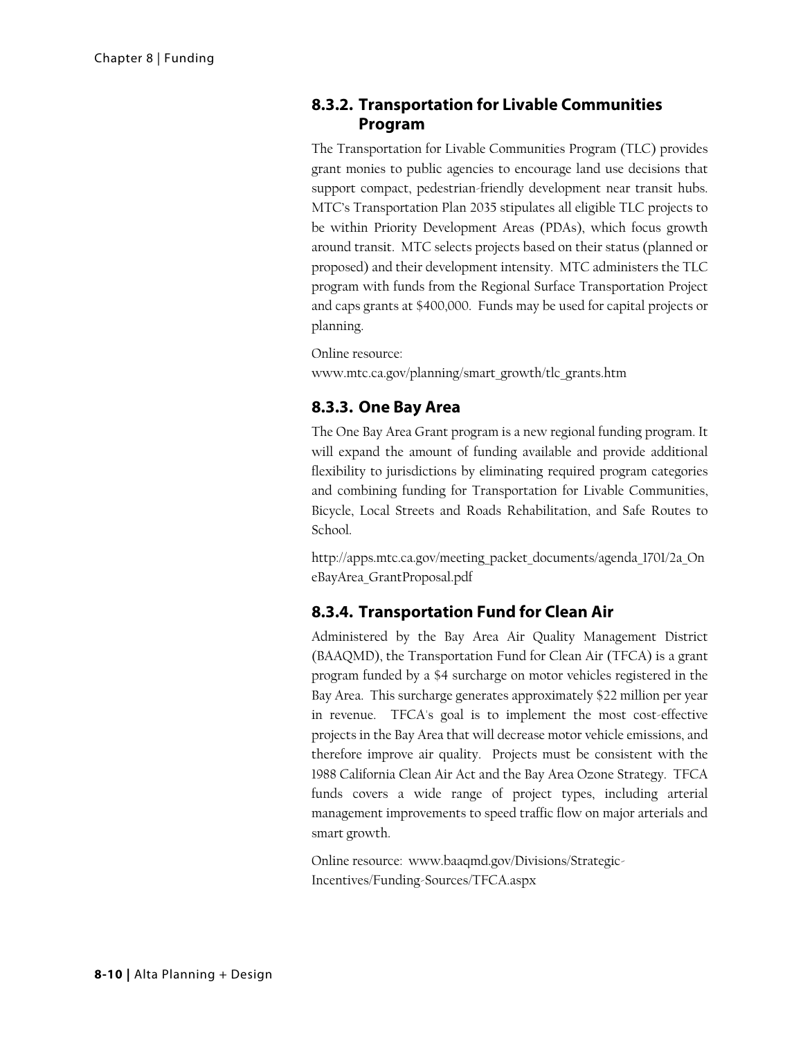### 8.3.2. Transportation for Livable Communities Program

The Transportation for Livable Communities Program (TLC) provides grant monies to public agencies to encourage land use decisions that support compact, pedestrian-friendly development near transit hubs. MTC's Transportation Plan 2035 stipulates all eligible TLC projects to be within Priority Development Areas (PDAs), which focus growth around transit. MTC selects projects based on their status (planned or proposed) and their development intensity. MTC administers the TLC program with funds from the Regional Surface Transportation Project and caps grants at $400,000. Funds may be used for capital projects or planning.

Online resource:
www.mtc.ca.gov/planning/smart_growth/tlc_grants.htm

### 8.3.3. One Bay Area

The One Bay Area Grant program is a new regional funding program. It will expand the amount of funding available and provide additional flexibility to jurisdictions by eliminating required program categories and combining funding for Transportation for Livable Communities, Bicycle, Local Streets and Roads Rehabilitation, and Safe Routes to School.

http://apps.mtc.ca.gov/meeting_packet_documents/agenda_1701/2a_OneBayArea_GrantProposal.pdf

### 8.3.4. Transportation Fund for Clean Air

Administered by the Bay Area Air Quality Management District (BAAQMD), the Transportation Fund for Clean Air (TFCA) is a grant program funded by a $4 surcharge on motor vehicles registered in the Bay Area. This surcharge generates approximately $22 million per year in revenue. TFCA's goal is to implement the most cost-effective projects in the Bay Area that will decrease motor vehicle emissions, and therefore improve air quality. Projects must be consistent with the 1988 California Clean Air Act and the Bay Area Ozone Strategy. TFCA funds covers a wide range of project types, including arterial management improvements to speed traffic flow on major arterials and smart growth.

Online resource: www.baaqmd.gov/Divisions/Strategic-Incentives/Funding-Sources/TFCA.aspx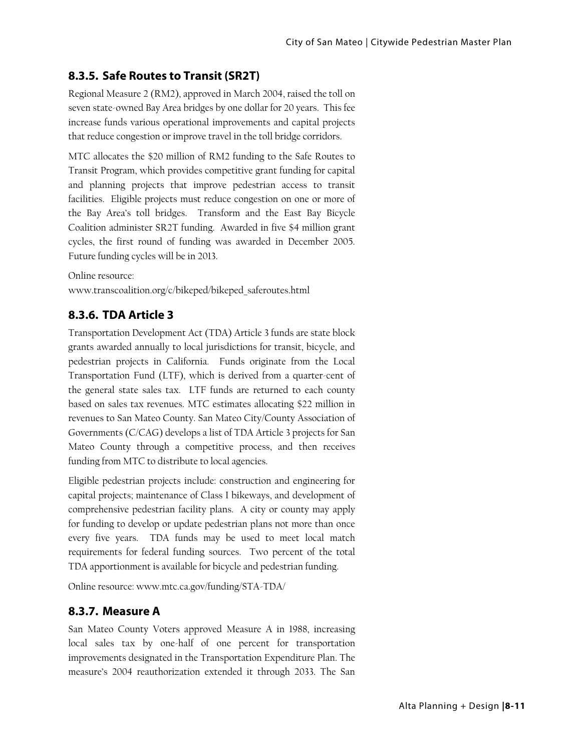### 8.3.5. Safe Routes to Transit (SR2T)

Regional Measure 2 (RM2), approved in March 2004, raised the toll on seven state-owned Bay Area bridges by one dollar for 20 years. This fee increase funds various operational improvements and capital projects that reduce congestion or improve travel in the toll bridge corridors.

MTC allocates the $20 million of RM2 funding to the Safe Routes to Transit Program, which provides competitive grant funding for capital and planning projects that improve pedestrian access to transit facilities. Eligible projects must reduce congestion on one or more of the Bay Area's toll bridges. Transform and the East Bay Bicycle Coalition administer SR2T funding. Awarded in five $4 million grant cycles, the first round of funding was awarded in December 2005. Future funding cycles will be in 2013.

Online resource:
www.transcoalition.org/c/bikeped/bikeped_saferoutes.html

### 8.3.6. TDA Article 3

Transportation Development Act (TDA) Article 3 funds are state block grants awarded annually to local jurisdictions for transit, bicycle, and pedestrian projects in California. Funds originate from the Local Transportation Fund (LTF), which is derived from a quarter-cent of the general state sales tax. LTF funds are returned to each county based on sales tax revenues. MTC estimates allocating $22 million in revenues to San Mateo County. San Mateo City/County Association of Governments (C/CAG) develops a list of TDA Article 3 projects for San Mateo County through a competitive process, and then receives funding from MTC to distribute to local agencies.

Eligible pedestrian projects include: construction and engineering for capital projects; maintenance of Class I bikeways, and development of comprehensive pedestrian facility plans. A city or county may apply for funding to develop or update pedestrian plans not more than once every five years. TDA funds may be used to meet local match requirements for federal funding sources. Two percent of the total TDA apportionment is available for bicycle and pedestrian funding.

Online resource: www.mtc.ca.gov/funding/STA-TDA/

### 8.3.7. Measure A

San Mateo County Voters approved Measure A in 1988, increasing local sales tax by one-half of one percent for transportation improvements designated in the Transportation Expenditure Plan. The measure's 2004 reauthorization extended it through 2033. The San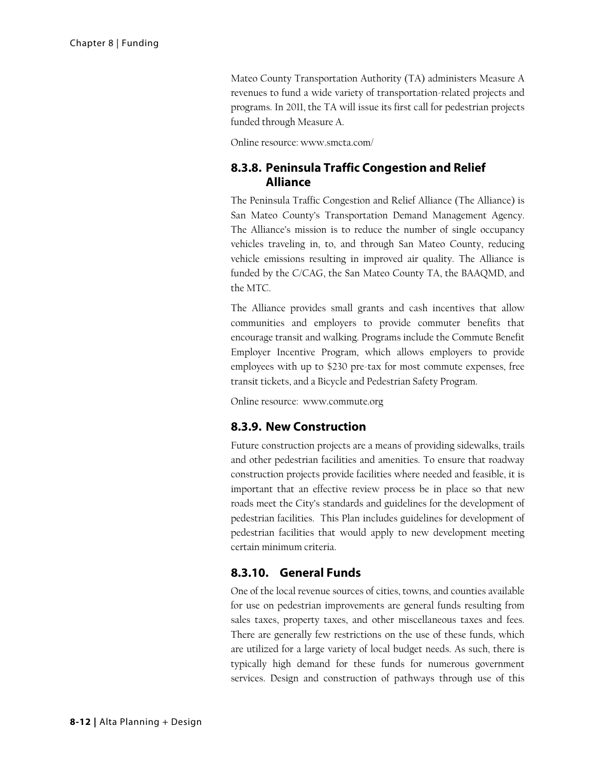Mateo County Transportation Authority (TA) administers Measure A revenues to fund a wide variety of transportation-related projects and programs. In 2011, the TA will issue its first call for pedestrian projects funded through Measure A.

Online resource: www.smcta.com/

### 8.3.8. Peninsula Traffic Congestion and Relief Alliance

The Peninsula Traffic Congestion and Relief Alliance (The Alliance) is San Mateo County's Transportation Demand Management Agency. The Alliance's mission is to reduce the number of single occupancy vehicles traveling in, to, and through San Mateo County, reducing vehicle emissions resulting in improved air quality. The Alliance is funded by the C/CAG, the San Mateo County TA, the BAAQMD, and the MTC.

The Alliance provides small grants and cash incentives that allow communities and employers to provide commuter benefits that encourage transit and walking. Programs include the Commute Benefit Employer Incentive Program, which allows employers to provide employees with up to $230 pre-tax for most commute expenses, free transit tickets, and a Bicycle and Pedestrian Safety Program.

Online resource: www.commute.org

### 8.3.9. New Construction

Future construction projects are a means of providing sidewalks, trails and other pedestrian facilities and amenities. To ensure that roadway construction projects provide facilities where needed and feasible, it is important that an effective review process be in place so that new roads meet the City's standards and guidelines for the development of pedestrian facilities. This Plan includes guidelines for development of pedestrian facilities that would apply to new development meeting certain minimum criteria.

### 8.3.10. General Funds

One of the local revenue sources of cities, towns, and counties available for use on pedestrian improvements are general funds resulting from sales taxes, property taxes, and other miscellaneous taxes and fees. There are generally few restrictions on the use of these funds, which are utilized for a large variety of local budget needs. As such, there is typically high demand for these funds for numerous government services. Design and construction of pathways through use of this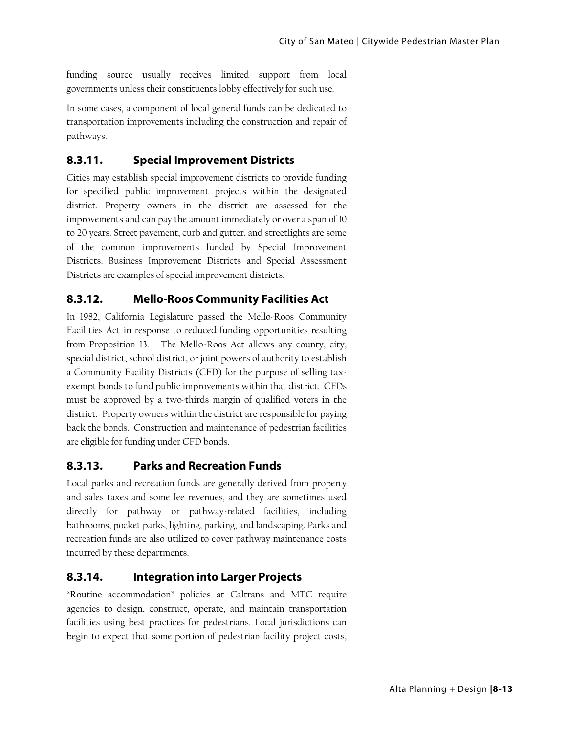funding source usually receives limited support from local governments unless their constituents lobby effectively for such use.

In some cases, a component of local general funds can be dedicated to transportation improvements including the construction and repair of pathways.

### 8.3.11. Special Improvement Districts

Cities may establish special improvement districts to provide funding for specified public improvement projects within the designated district. Property owners in the district are assessed for the improvements and can pay the amount immediately or over a span of 10 to 20 years. Street pavement, curb and gutter, and streetlights are some of the common improvements funded by Special Improvement Districts. Business Improvement Districts and Special Assessment Districts are examples of special improvement districts.

### 8.3.12. Mello-Roos Community Facilities Act

In 1982, California Legislature passed the Mello-Roos Community Facilities Act in response to reduced funding opportunities resulting from Proposition 13. The Mello-Roos Act allows any county, city, special district, school district, or joint powers of authority to establish a Community Facility Districts (CFD) for the purpose of selling tax-exempt bonds to fund public improvements within that district. CFDs must be approved by a two-thirds margin of qualified voters in the district. Property owners within the district are responsible for paying back the bonds. Construction and maintenance of pedestrian facilities are eligible for funding under CFD bonds.

### 8.3.13. Parks and Recreation Funds

Local parks and recreation funds are generally derived from property and sales taxes and some fee revenues, and they are sometimes used directly for pathway or pathway-related facilities, including bathrooms, pocket parks, lighting, parking, and landscaping. Parks and recreation funds are also utilized to cover pathway maintenance costs incurred by these departments.

### 8.3.14. Integration into Larger Projects

"Routine accommodation" policies at Caltrans and MTC require agencies to design, construct, operate, and maintain transportation facilities using best practices for pedestrians. Local jurisdictions can begin to expect that some portion of pedestrian facility project costs,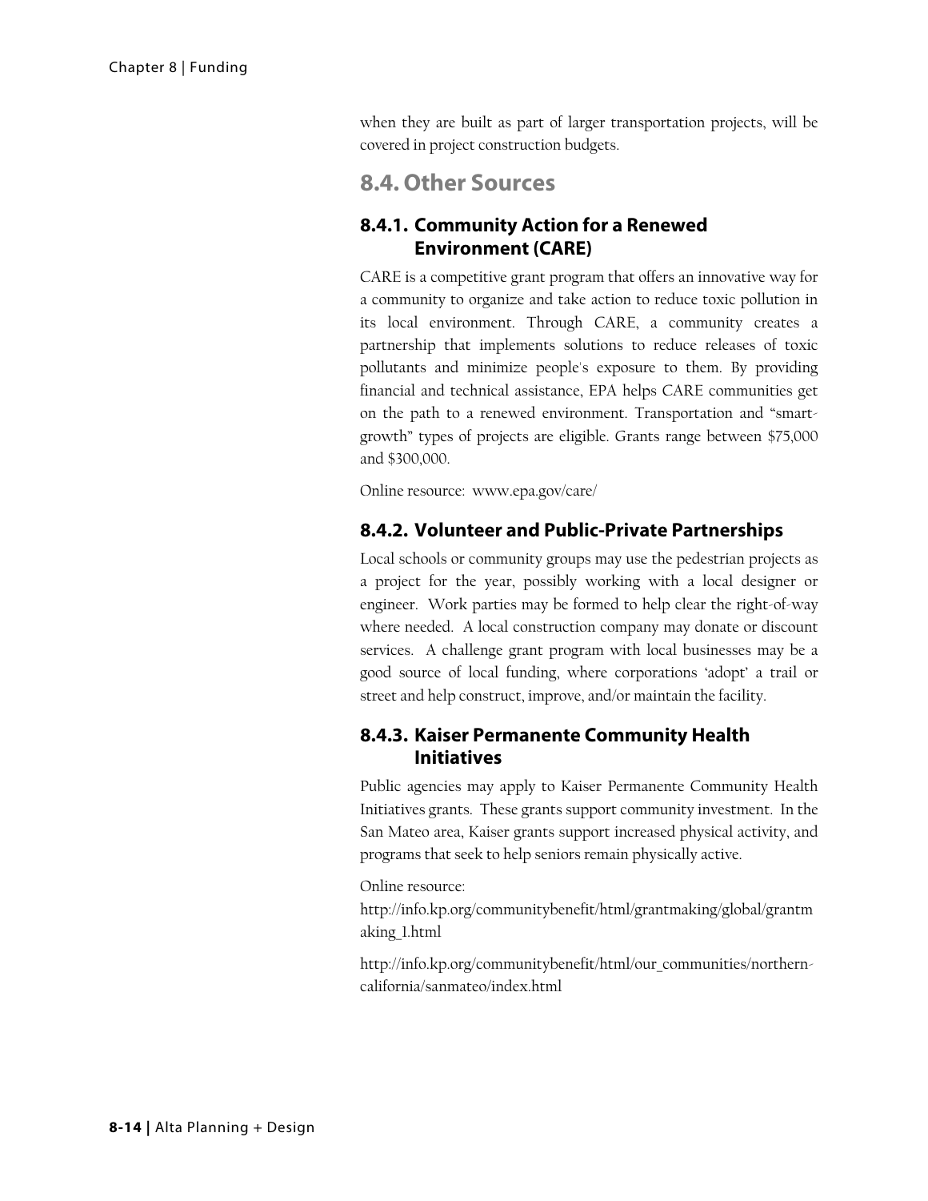when they are built as part of larger transportation projects, will be covered in project construction budgets.

## 8.4. Other Sources

### 8.4.1. Community Action for a Renewed Environment (CARE)

CARE is a competitive grant program that offers an innovative way for a community to organize and take action to reduce toxic pollution in its local environment. Through CARE, a community creates a partnership that implements solutions to reduce releases of toxic pollutants and minimize people's exposure to them. By providing financial and technical assistance, EPA helps CARE communities get on the path to a renewed environment. Transportation and "smart-growth" types of projects are eligible. Grants range between $75,000 and $300,000.

Online resource: www.epa.gov/care/

### 8.4.2. Volunteer and Public-Private Partnerships

Local schools or community groups may use the pedestrian projects as a project for the year, possibly working with a local designer or engineer. Work parties may be formed to help clear the right-of-way where needed. A local construction company may donate or discount services. A challenge grant program with local businesses may be a good source of local funding, where corporations 'adopt' a trail or street and help construct, improve, and/or maintain the facility.

### 8.4.3. Kaiser Permanente Community Health Initiatives

Public agencies may apply to Kaiser Permanente Community Health Initiatives grants. These grants support community investment. In the San Mateo area, Kaiser grants support increased physical activity, and programs that seek to help seniors remain physically active.

Online resource:
http://info.kp.org/communitybenefit/html/grantmaking/global/grantmaking_1.html

http://info.kp.org/communitybenefit/html/our_communities/northern-california/sanmateo/index.html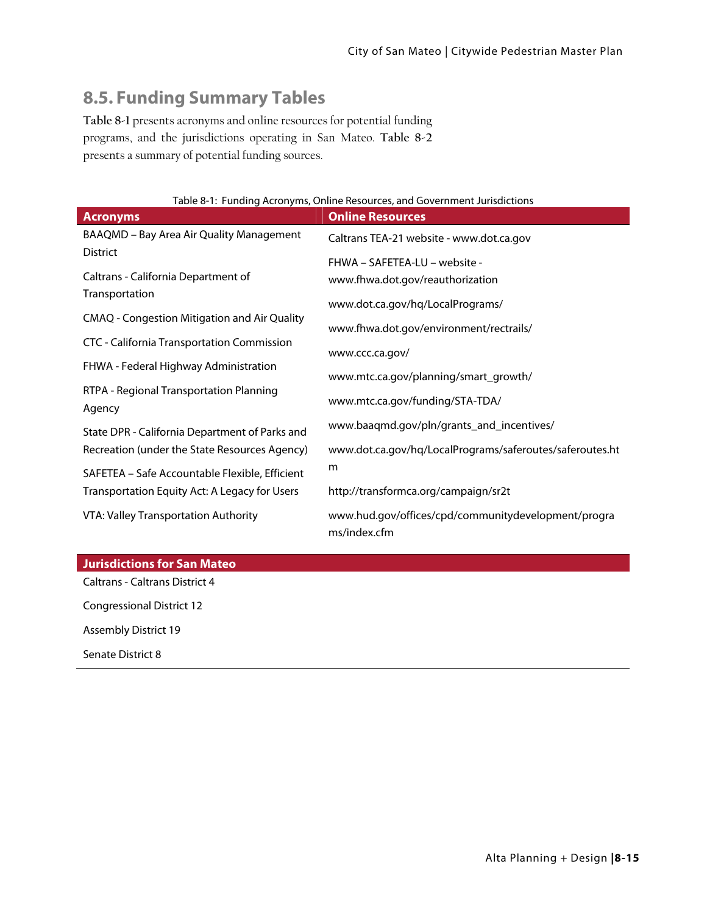## 8.5. Funding Summary Tables

**Table 8-1** presents acronyms and online resources for potential funding programs, and the jurisdictions operating in San Mateo. **Table 8-2** presents a summary of potential funding sources.

Table 8-1: Funding Acronyms, Online Resources, and Government Jurisdictions

| Acronyms | Online Resources |
|---|---|
| BAAQMD – Bay Area Air Quality Management District | Caltrans TEA-21 website - www.dot.ca.gov |
| Caltrans - California Department of Transportation | FHWA – SAFETEA-LU – website - www.fhwa.dot.gov/reauthorization |
| CMAQ - Congestion Mitigation and Air Quality | www.dot.ca.gov/hq/LocalPrograms/ |
| CTC - California Transportation Commission | www.fhwa.dot.gov/environment/rectrails/ |
| FHWA - Federal Highway Administration | www.ccc.ca.gov/ |
| RTPA - Regional Transportation Planning Agency | www.mtc.ca.gov/planning/smart_growth/ |
| State DPR - California Department of Parks and Recreation (under the State Resources Agency) | www.mtc.ca.gov/funding/STA-TDA/ |
| SAFETEA – Safe Accountable Flexible, Efficient Transportation Equity Act: A Legacy for Users | www.baaqmd.gov/pln/grants_and_incentives/ |
| VTA: Valley Transportation Authority | www.dot.ca.gov/hq/LocalPrograms/saferoutes/saferoutes.htm |
| | http://transformca.org/campaign/sr2t |
| | www.hud.gov/offices/cpd/communitydevelopment/programs/index.cfm |
| **Jurisdictions for San Mateo** | |
| Caltrans - Caltrans District 4 | |
| Congressional District 12 | |
| Assembly District 19 | |
| Senate District 8 | |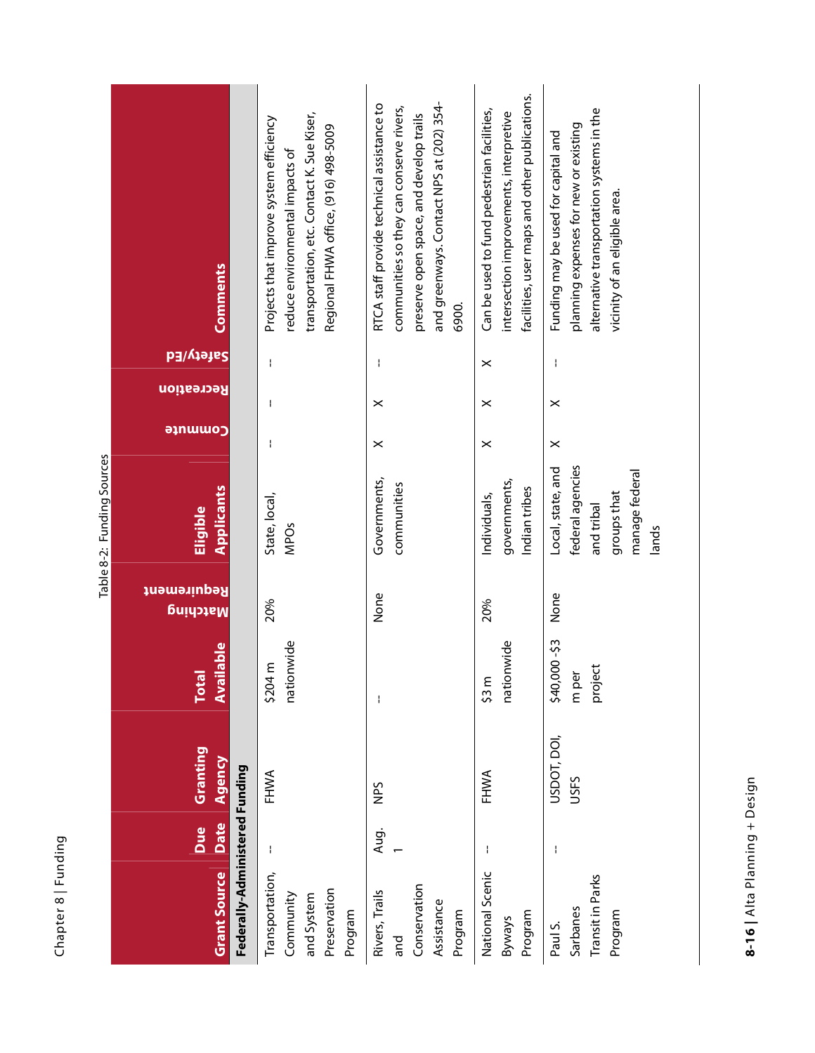Table 8-2: Funding Sources

| Grant Source | Due Date | Granting Agency | Total Available | Matching Requirement | Eligible Applicants | Commute | Recreation | Safety/Ed | Comments |
|---|---|---|---|---|---|---|---|---|---|
| **Federally-Administered Funding** | | | | | | | | | |
| Transportation, Community and System Preservation Program | -- | FHWA | $204 m nationwide | 20% | State, local, MPOs | -- | -- | -- | Projects that improve system efficiency reduce environmental impacts of transportation, etc. Contact K. Sue Kiser, Regional FHWA office, (916) 498-5009 |
| Rivers, Trails and Conservation Assistance Program | Aug. 1 | NPS | -- | None | Governments, communities | X | X | -- | RTCA staff provide technical assistance to communities so they can conserve rivers, preserve open space, and develop trails and greenways. Contact NPS at (202) 354-6900. |
| National Scenic Byways Program | -- | FHWA | $3 m nationwide | 20% | Individuals, governments, Indian tribes | X | X | X | Can be used to fund pedestrian facilities, intersection improvements, interpretive facilities, user maps and other publications. |
| Paul S. Sarbanes Transit in Parks Program | -- | USDOT, DOI, USFS | $40,000 -$3 m per project | None | Local, state, and federal agencies and tribal groups that manage federal lands | X | X | -- | Funding may be used for capital and planning expenses for new or existing alternative transportation systems in the vicinity of an eligible area. |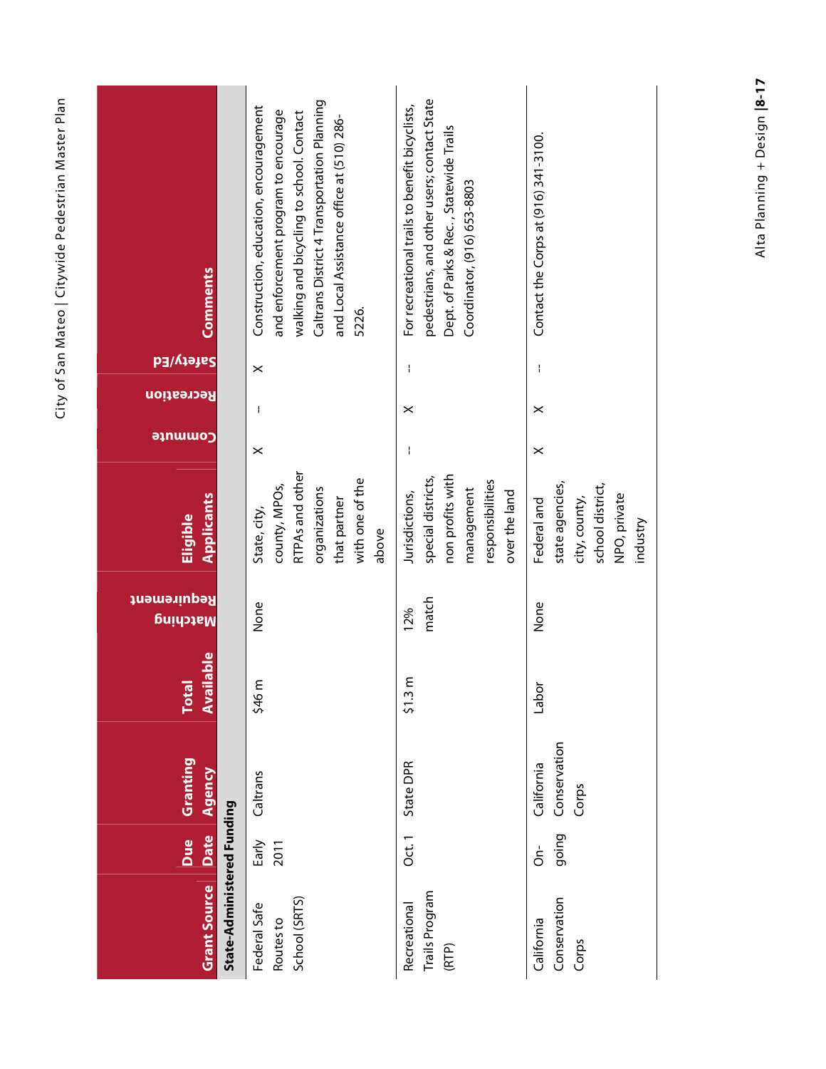| Grant Source | Due Date | Granting Agency | Total Available | Matching Requirement | Eligible Applicants | Commute | Recreation | Safety/Ed | Comments |
|---|---|---|---|---|---|---|---|---|---|
| **State-Administered Funding** | | | | | | | | | |
| Federal Safe Routes to School (SRTS) | Early 2011 | Caltrans | $46 m | None | State, city, county, MPOs, RTPAs and other organizations that partner with one of the above | X | -- | X | Construction, education, encouragement and enforcement program to encourage walking and bicycling to school. Contact Caltrans District 4 Transportation Planning and Local Assistance office at (510) 286-5226. |
| Recreational Trails Program (RTP) | Oct. 1 | State DPR | $1.3 m | 12% match | Jurisdictions, special districts, non profits with management responsibilities over the land | -- | X | -- | For recreational trails to benefit bicyclists, pedestrians, and other users; contact State Dept. of Parks & Rec. , Statewide Trails Coordinator, (916) 653-8803 |
| California Conservation Corps | On-going | California Conservation Corps | Labor | None | Federal and state agencies, city, county, school district, NPO, private industry | X | X | -- | Contact the Corps at (916) 341-3100. |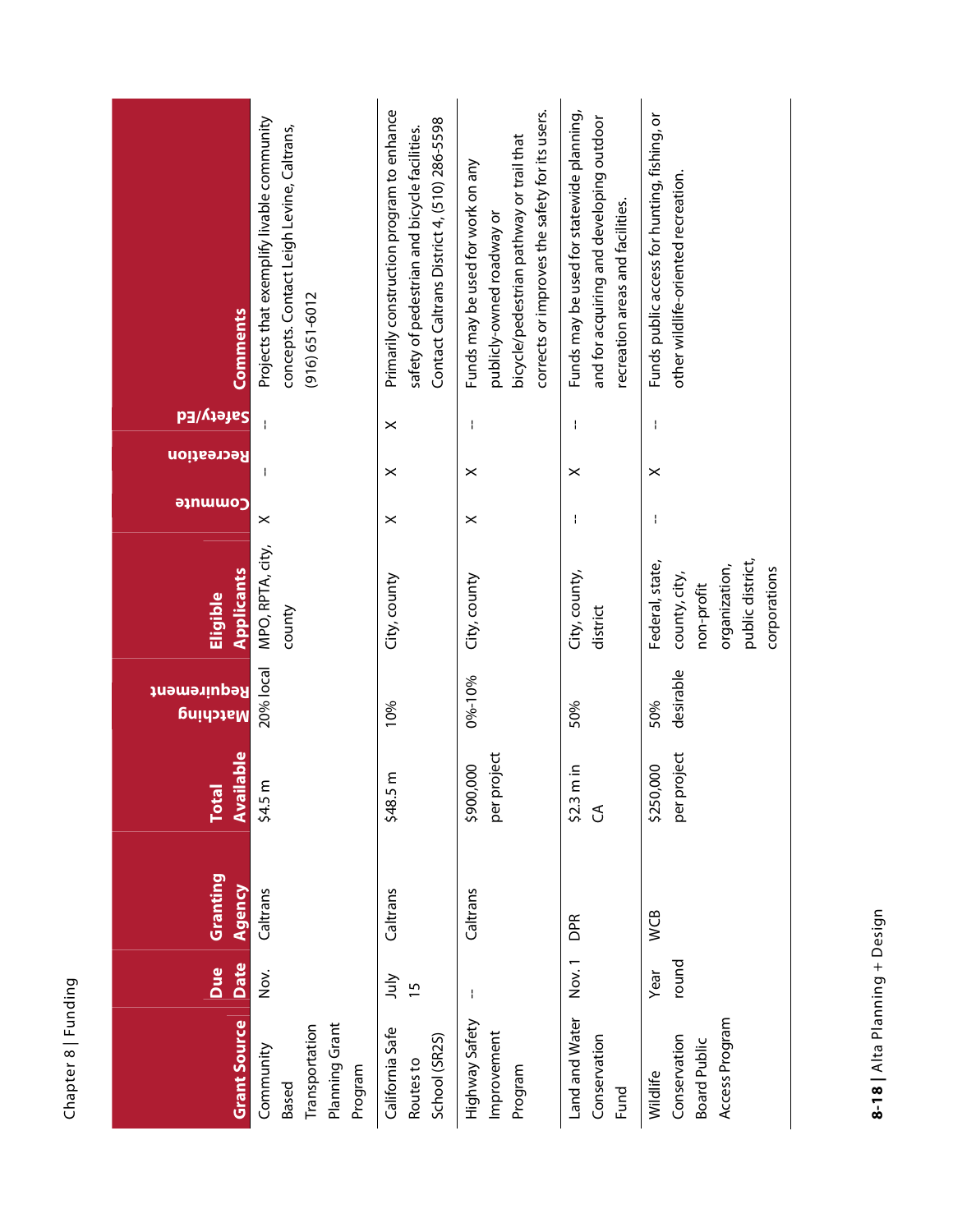| Grant Source | Due Date | Granting Agency | Total Available | Matching Requirement | Eligible Applicants | Commute | Recreation | Safety/Ed | Comments |
|---|---|---|---|---|---|---|---|---|---|
| Community Based Transportation Planning Grant Program | Nov. | Caltrans | $4.5 m | 20% local | MPO, RPTA, city, county | X | – | – | Projects that exemplify livable community concepts. Contact Leigh Levine, Caltrans, (916) 651-6012 |
| California Safe Routes to School (SR2S) | July 15 | Caltrans | $48.5 m | 10% | City, county | X | X | X | Primarily construction program to enhance safety of pedestrian and bicycle facilities. Contact Caltrans District 4, (510) 286-5598 |
| Highway Safety Improvement Program | – | Caltrans | $900,000 per project | 0%-10% | City, county | X | X | – | Funds may be used for work on any publicly-owned roadway or bicycle/pedestrian pathway or trail that corrects or improves the safety for its users. |
| Land and Water Conservation Fund | Nov. 1 | DPR | $2.3 m in CA | 50% | City, county, district | – | X | – | Funds may be used for statewide planning, and for acquiring and developing outdoor recreation areas and facilities. |
| Wildlife Conservation Board Public Access Program | Year round | WCB | $250,000 per project | 50% desirable | Federal, state, county, city, non-profit organization, public district, corporations | – | X | – | Funds public access for hunting, fishing, or other wildlife-oriented recreation. |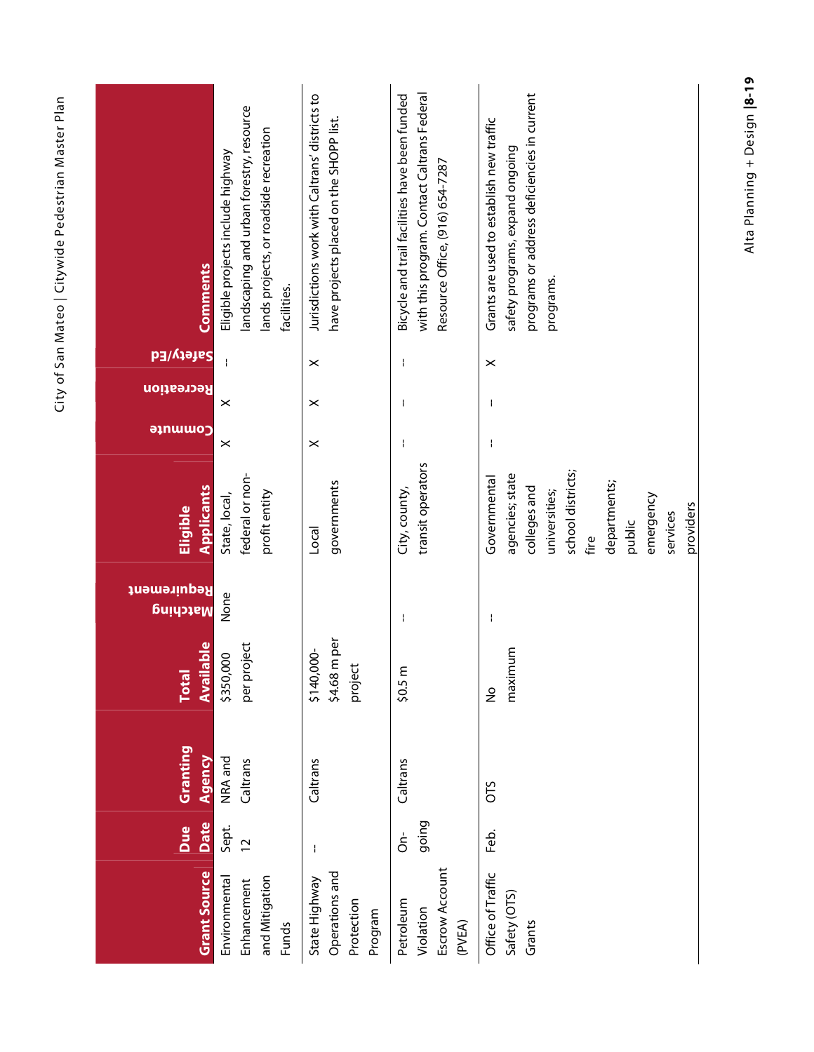| Grant Source | Due Date | Granting Agency | Total Available | Matching Requirement | Eligible Applicants | Commute | Recreation | Safety/Ed | Comments |
|---|---|---|---|---|---|---|---|---|---|
| Environmental Enhancement and Mitigation Funds | Sept. 12 | NRA and Caltrans | $350,000 per project | None | State, local, federal or non-profit entity | X | X | -- | Eligible projects include highway landscaping and urban forestry, resource lands projects, or roadside recreation facilities. |
| State Highway Operations and Protection Program | -- | Caltrans | $140,000-$4.68 m per project | | Local governments | X | X | X | Jurisdictions work with Caltrans' districts to have projects placed on the SHOPP list. |
| Petroleum Violation Escrow Account (PVEA) | On-going | Caltrans | $0.5 m | -- | City, county, transit operators | -- | -- | -- | Bicycle and trail facilities have been funded with this program. Contact Caltrans Federal Resource Office, (916) 654-7287 |
| Office of Traffic Safety (OTS) Grants | Feb. | OTS | No maximum | -- | Governmental agencies; state colleges and universities; school districts; fire departments; public emergency services providers | -- | -- | X | Grants are used to establish new traffic safety programs, expand ongoing programs or address deficiencies in current programs. |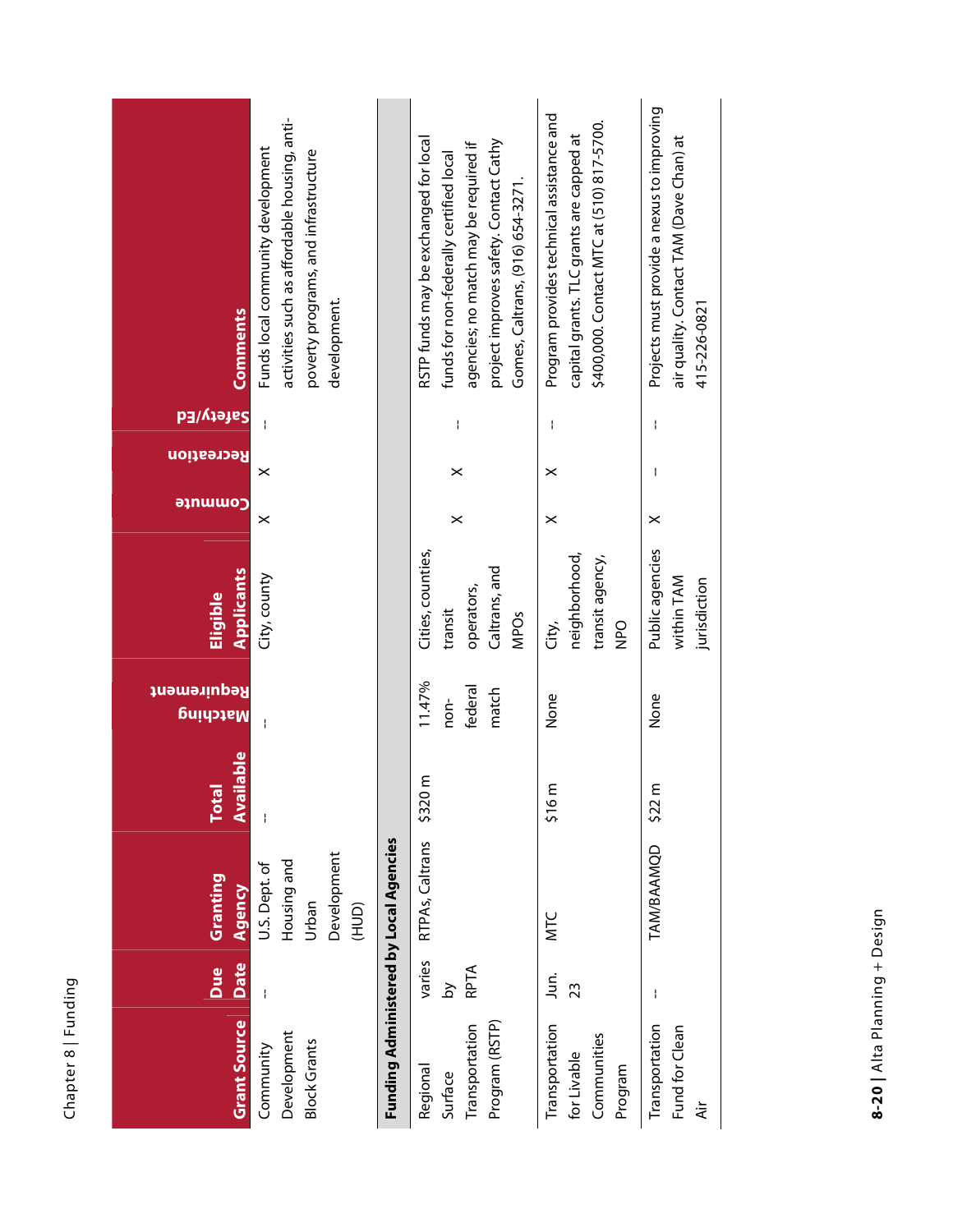| Grant Source | Due Date | Granting Agency | Total Available | Matching Requirement | Eligible Applicants | Commute | Recreation | Safety/Ed | Comments |
|---|---|---|---|---|---|---|---|---|---|
| Community Development Block Grants | -- | U.S. Dept. of Housing and Urban Development (HUD) | -- | -- | City, county | X | X | -- | Funds local community development activities such as affordable housing, anti-poverty programs, and infrastructure development. |
| **Funding Administered by Local Agencies** | | | | | | | | | |
| Regional Surface Transportation Program (RSTP) | varies by RPTA | RTPAs, Caltrans | $320 m | 11.47% non-federal match | Cities, counties, transit operators, Caltrans, and MPOs | X | X | -- | RSTP funds may be exchanged for local funds for non-federally certified local agencies; no match may be required if project improves safety. Contact Cathy Gomes, Caltrans, (916) 654-3271. |
| Transportation for Livable Communities Program | Jun. 23 | MTC | $16 m | None | City, neighborhood, transit agency, NPO | X | X | -- | Program provides technical assistance and capital grants. TLC grants are capped at $400,000. Contact MTC at (510) 817-5700. |
| Transportation Fund for Clean Air | -- | TAM/BAAMQD | $22 m | None | Public agencies within TAM jurisdiction | X | -- | -- | Projects must provide a nexus to improving air quality. Contact TAM (Dave Chan) at 415-226-0821 |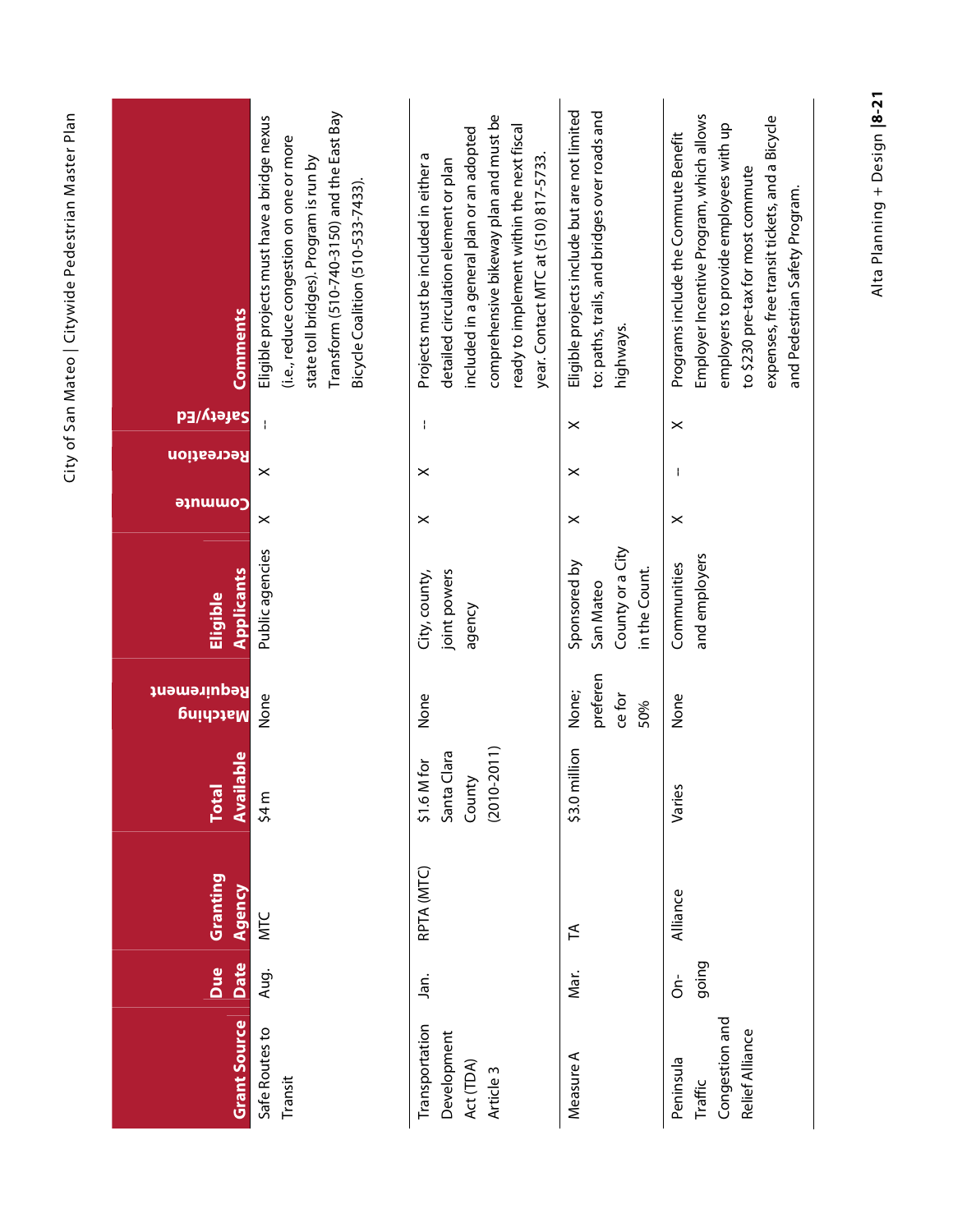| Grant Source | Due Date | Granting Agency | Total Available | Matching Requirement | Eligible Applicants | Commute | Recreation | Safety/Ed | Comments |
|---|---|---|---|---|---|---|---|---|---|
| Safe Routes to Transit | Aug. | MTC | $4 m | None | Public agencies | X | X | -- | Eligible projects must have a bridge nexus (i.e., reduce congestion on one or more state toll bridges). Program is run by Transform (510-740-3150) and the East Bay Bicycle Coalition (510-533-7433). |
| Transportation Development Act (TDA) Article 3 | Jan. | RPTA (MTC) | $1.6 M for Santa Clara County (2010-2011) | None | City, county, joint powers agency | X | X | -- | Projects must be included in either a detailed circulation element or plan included in a general plan or an adopted comprehensive bikeway plan and must be ready to implement within the next fiscal year. Contact MTC at (510) 817-5733. |
| Measure A | Mar. | TA | $3.0 million | None; preference for 50% | Sponsored by San Mateo County or a City in the Count. | X | X | X | Eligible projects include but are not limited to: paths, trails, and bridges over roads and highways. |
| Peninsula Traffic Congestion and Relief Alliance | On-going | Alliance | Varies | None | Communities and employers | X | -- | X | Programs include the Commute Benefit Employer Incentive Program, which allows employers to provide employees with up to $230 pre-tax for most commute expenses, free transit tickets, and a Bicycle and Pedestrian Safety Program. |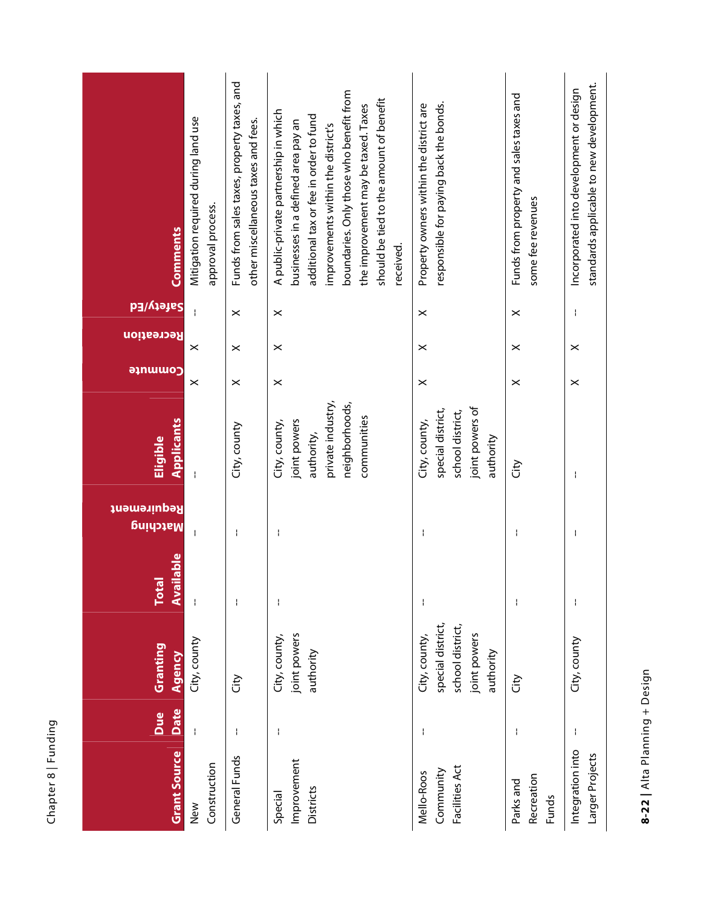| Grant Source | Due Date | Granting Agency | Total Available | Matching Requirement | Eligible Applicants | Commute | Recreation | Safety/Ed | Comments |
|---|---|---|---|---|---|---|---|---|---|
| New Construction | -- | City, county | -- | -- | -- | × | × | -- | Mitigation required during land use approval process. |
| General Funds | -- | City | -- | -- | City, county | × | × | × | Funds from sales taxes, property taxes, and other miscellaneous taxes and fees. |
| Special Improvement Districts | -- | City, county, joint powers authority | -- | -- | City, county, joint powers authority, private industry, neighborhoods, communities | × | × | × | A public-private partnership in which businesses in a defined area pay an additional tax or fee in order to fund improvements within the district's boundaries. Only those who benefit from the improvement may be taxed. Taxes should be tied to the amount of benefit received. |
| Mello-Roos Community Facilities Act | -- | City, county, special district, school district, joint powers authority | -- | -- | City, county, special district, school district, joint powers of authority | × | × | × | Property owners within the district are responsible for paying back the bonds. |
| Parks and Recreation Funds | -- | City | -- | -- | City | × | × | × | Funds from property and sales taxes and some fee revenues |
| Integration into Larger Projects | -- | City, county | -- | -- | -- | × | × | -- | Incorporated into development or design standards applicable to new development. |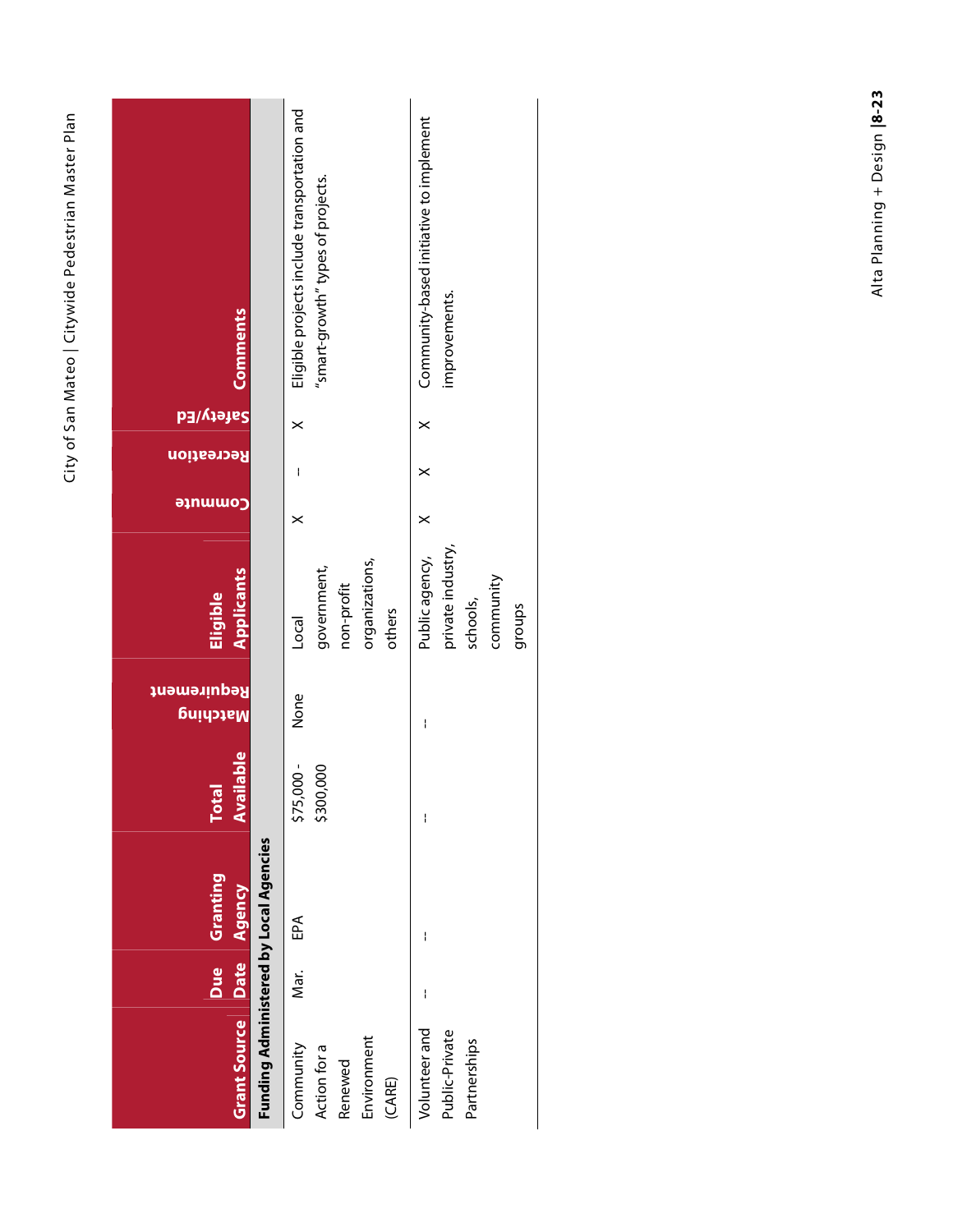| Grant Source | Due Date | Granting Agency | Total Available | Matching Requirement | Eligible Applicants | Commute | Recreation | Safety/Ed | Comments |
|---|---|---|---|---|---|---|---|---|---|
| **Funding Administered by Local Agencies** | | | | | | | | | |
| Community Action for a Renewed Environment (CARE) | Mar. | EPA | $75,000 - $300,000 | None | Local government, non-profit organizations, others | X | – | X | Eligible projects include transportation and "smart-growth" types of projects. |
| Volunteer and Public-Private Partnerships | -- | -- | -- | -- | Public agency, private industry, schools, community groups | X | X | X | Community-based initiative to implement improvements. |